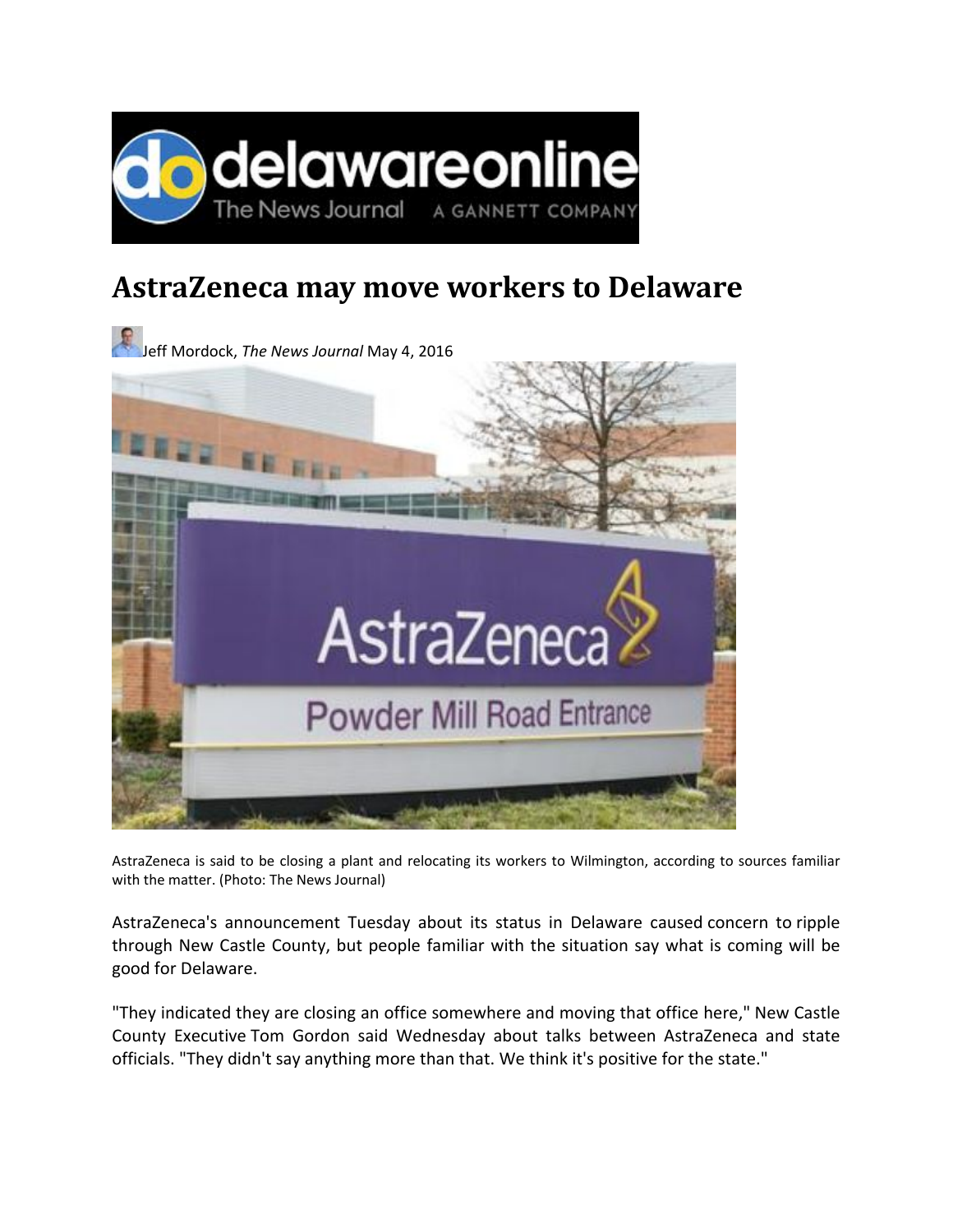# AstraZeneca may move workers to Delaware

Jeff Mordock, *The News Journal* May 4, 2016

AstraZeneca is said to be closing a plant and relocating its workers to Wilmington, according to sources familiar with the matter. (Photo: The News Journal)

AstraZeneca's announcement Tuesday about its status in Delaware caused concern to ripple through New Castle County, but people familiar with the situation say what is coming will be good for Delaware.

"They indicated they are closing an office somewhere and moving that office here," New Castle County Executive Tom Gordon said Wednesday about talks between AstraZeneca and state officials. "They didn't say anything more than that. We think it's positive for the state."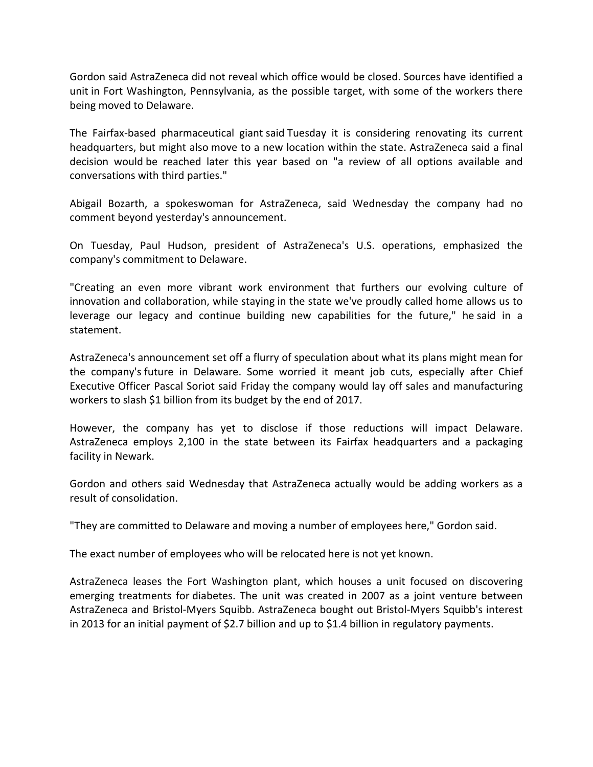Gordon said AstraZeneca did not reveal which office would be closed. Sources have identified a unit in Fort Washington, Pennsylvania, as the possible target, with some of the workers there being moved to Delaware.

The Fairfax-based pharmaceutical giant said Tuesday it is considering renovating its current headquarters, but might also move to a new location within the state. AstraZeneca said a final decision would be reached later this year based on "a review of all options available and conversations with third parties."

Abigail Bozarth, a spokeswoman for AstraZeneca, said Wednesday the company had no comment beyond yesterday's announcement.

On Tuesday, Paul Hudson, president of AstraZeneca's U.S. operations, emphasized the company's commitment to Delaware.

"Creating an even more vibrant work environment that furthers our evolving culture of innovation and collaboration, while staying in the state we've proudly called home allows us to leverage our legacy and continue building new capabilities for the future," he said in a statement.

AstraZeneca's announcement set off a flurry of speculation about what its plans might mean for the company's future in Delaware. Some worried it meant job cuts, especially after Chief Executive Officer Pascal Soriot said Friday the company would lay off sales and manufacturing workers to slash $1 billion from its budget by the end of 2017.

However, the company has yet to disclose if those reductions will impact Delaware. AstraZeneca employs 2,100 in the state between its Fairfax headquarters and a packaging facility in Newark.

Gordon and others said Wednesday that AstraZeneca actually would be adding workers as a result of consolidation.

"They are committed to Delaware and moving a number of employees here," Gordon said.

The exact number of employees who will be relocated here is not yet known.

AstraZeneca leases the Fort Washington plant, which houses a unit focused on discovering emerging treatments for diabetes. The unit was created in 2007 as a joint venture between AstraZeneca and Bristol-Myers Squibb. AstraZeneca bought out Bristol-Myers Squibb's interest in 2013 for an initial payment of $2.7 billion and up to $1.4 billion in regulatory payments.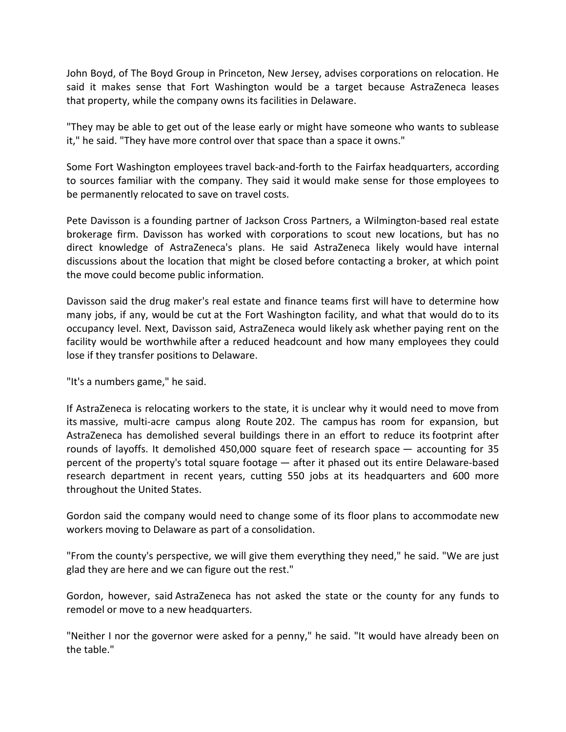John Boyd, of The Boyd Group in Princeton, New Jersey, advises corporations on relocation. He said it makes sense that Fort Washington would be a target because AstraZeneca leases that property, while the company owns its facilities in Delaware.

"They may be able to get out of the lease early or might have someone who wants to sublease it," he said. "They have more control over that space than a space it owns."

Some Fort Washington employees travel back-and-forth to the Fairfax headquarters, according to sources familiar with the company. They said it would make sense for those employees to be permanently relocated to save on travel costs.

Pete Davisson is a founding partner of Jackson Cross Partners, a Wilmington-based real estate brokerage firm. Davisson has worked with corporations to scout new locations, but has no direct knowledge of AstraZeneca's plans. He said AstraZeneca likely would have internal discussions about the location that might be closed before contacting a broker, at which point the move could become public information.

Davisson said the drug maker's real estate and finance teams first will have to determine how many jobs, if any, would be cut at the Fort Washington facility, and what that would do to its occupancy level. Next, Davisson said, AstraZeneca would likely ask whether paying rent on the facility would be worthwhile after a reduced headcount and how many employees they could lose if they transfer positions to Delaware.

"It's a numbers game," he said.

If AstraZeneca is relocating workers to the state, it is unclear why it would need to move from its massive, multi-acre campus along Route 202. The campus has room for expansion, but AstraZeneca has demolished several buildings there in an effort to reduce its footprint after rounds of layoffs. It demolished 450,000 square feet of research space — accounting for 35 percent of the property's total square footage — after it phased out its entire Delaware-based research department in recent years, cutting 550 jobs at its headquarters and 600 more throughout the United States.

Gordon said the company would need to change some of its floor plans to accommodate new workers moving to Delaware as part of a consolidation.

"From the county's perspective, we will give them everything they need," he said. "We are just glad they are here and we can figure out the rest."

Gordon, however, said AstraZeneca has not asked the state or the county for any funds to remodel or move to a new headquarters.

"Neither I nor the governor were asked for a penny," he said. "It would have already been on the table."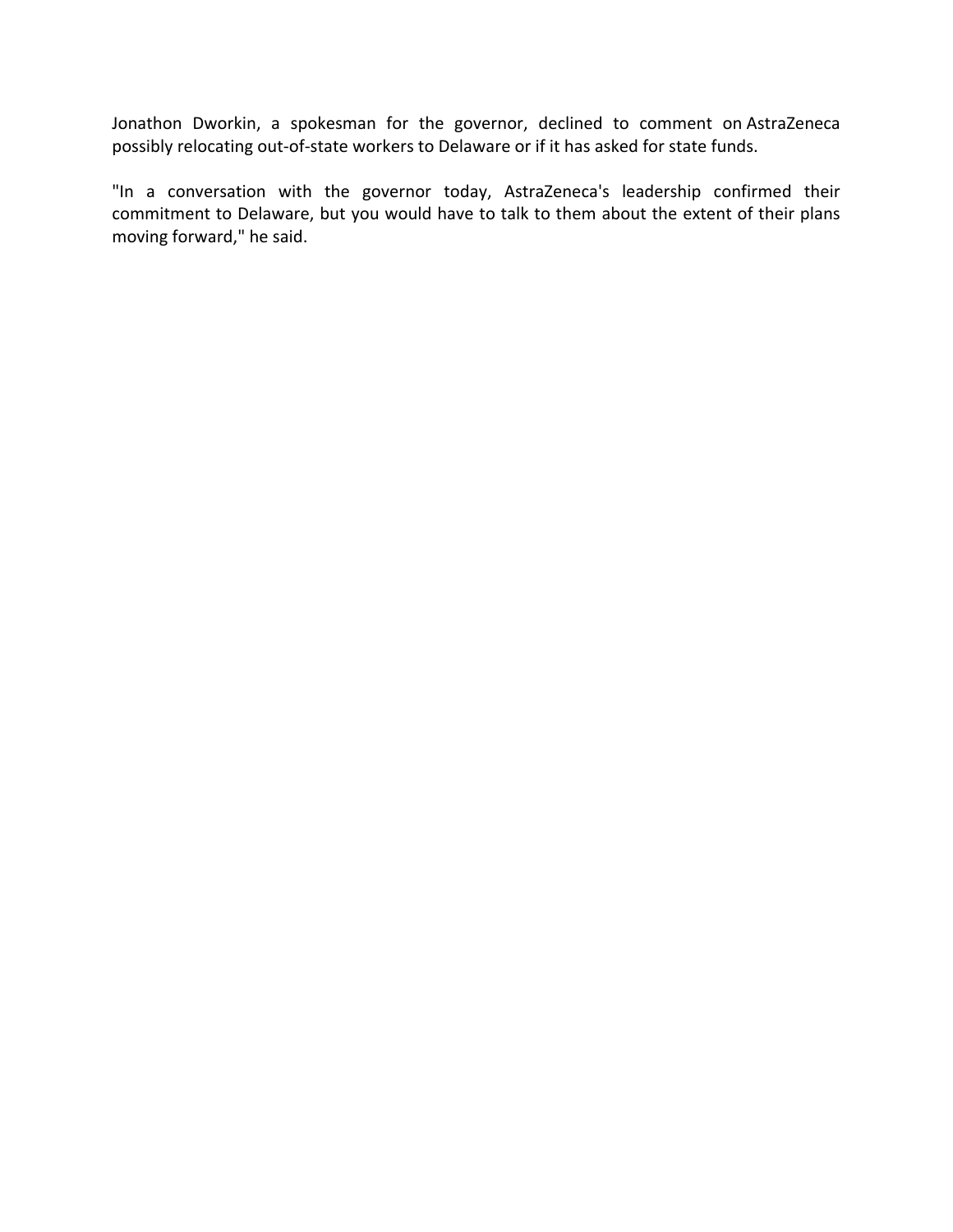Jonathon Dworkin, a spokesman for the governor, declined to comment on AstraZeneca possibly relocating out-of-state workers to Delaware or if it has asked for state funds.

"In a conversation with the governor today, AstraZeneca's leadership confirmed their commitment to Delaware, but you would have to talk to them about the extent of their plans moving forward," he said.